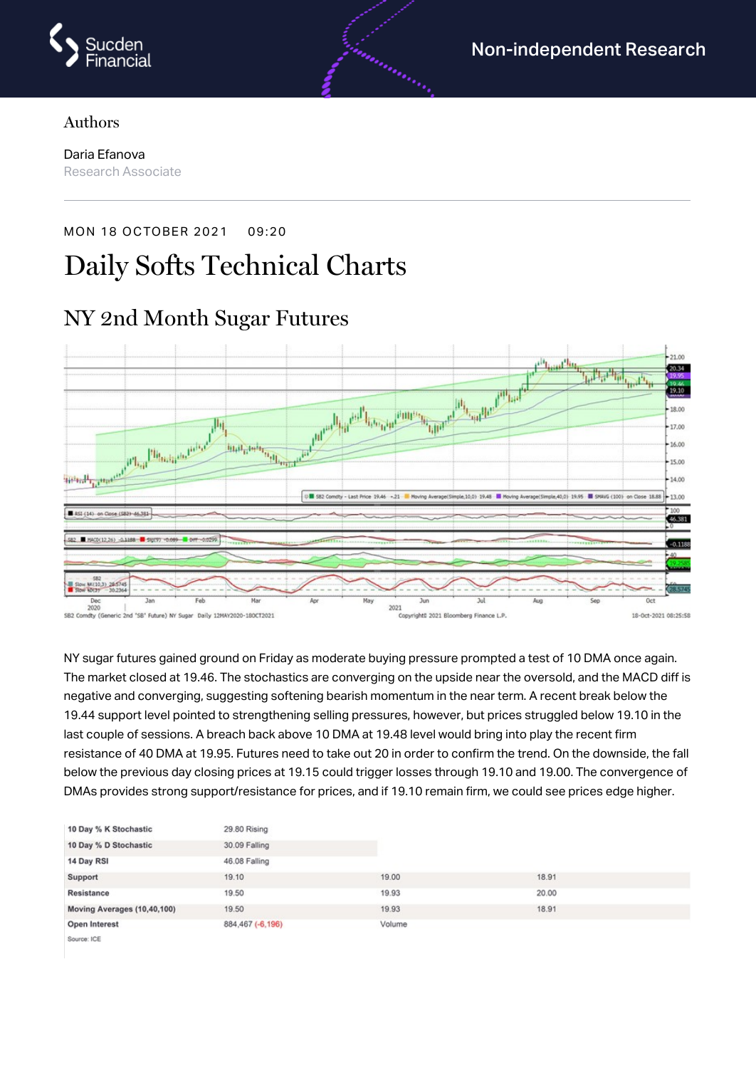Non-independent Research

Authors

Daria Efanova
Research Associate

MON 18 OCTOBER 2021 09:20

# Daily Softs Technical Charts

## NY 2nd Month Sugar Futures

NY sugar futures gained ground on Friday as moderate buying pressure prompted a test of 10 DMA once again. The market closed at 19.46. The stochastics are converging on the upside near the oversold, and the MACD diff is negative and converging, suggesting softening bearish momentum in the near term. A recent break below the 19.44 support level pointed to strengthening selling pressures, however, but prices struggled below 19.10 in the last couple of sessions. A breach back above 10 DMA at 19.48 level would bring into play the recent firm resistance of 40 DMA at 19.95. Futures need to take out 20 in order to confirm the trend. On the downside, the fall below the previous day closing prices at 19.15 could trigger losses through 19.10 and 19.00. The convergence of DMAs provides strong support/resistance for prices, and if 19.10 remain firm, we could see prices edge higher.

| | | | |
|---|---|---|---|
| **10 Day % K Stochastic** | 29.80 Rising | | |
| **10 Day % D Stochastic** | 30.09 Falling | | |
| **14 Day RSI** | 46.08 Falling | | |
| **Support** | 19.10 | 19.00 | 18.91 |
| **Resistance** | 19.50 | 19.93 | 20.00 |
| **Moving Averages (10,40,100)** | 19.50 | 19.93 | 18.91 |
| **Open Interest** | 884,467 (-6,196) | Volume | |

Source: ICE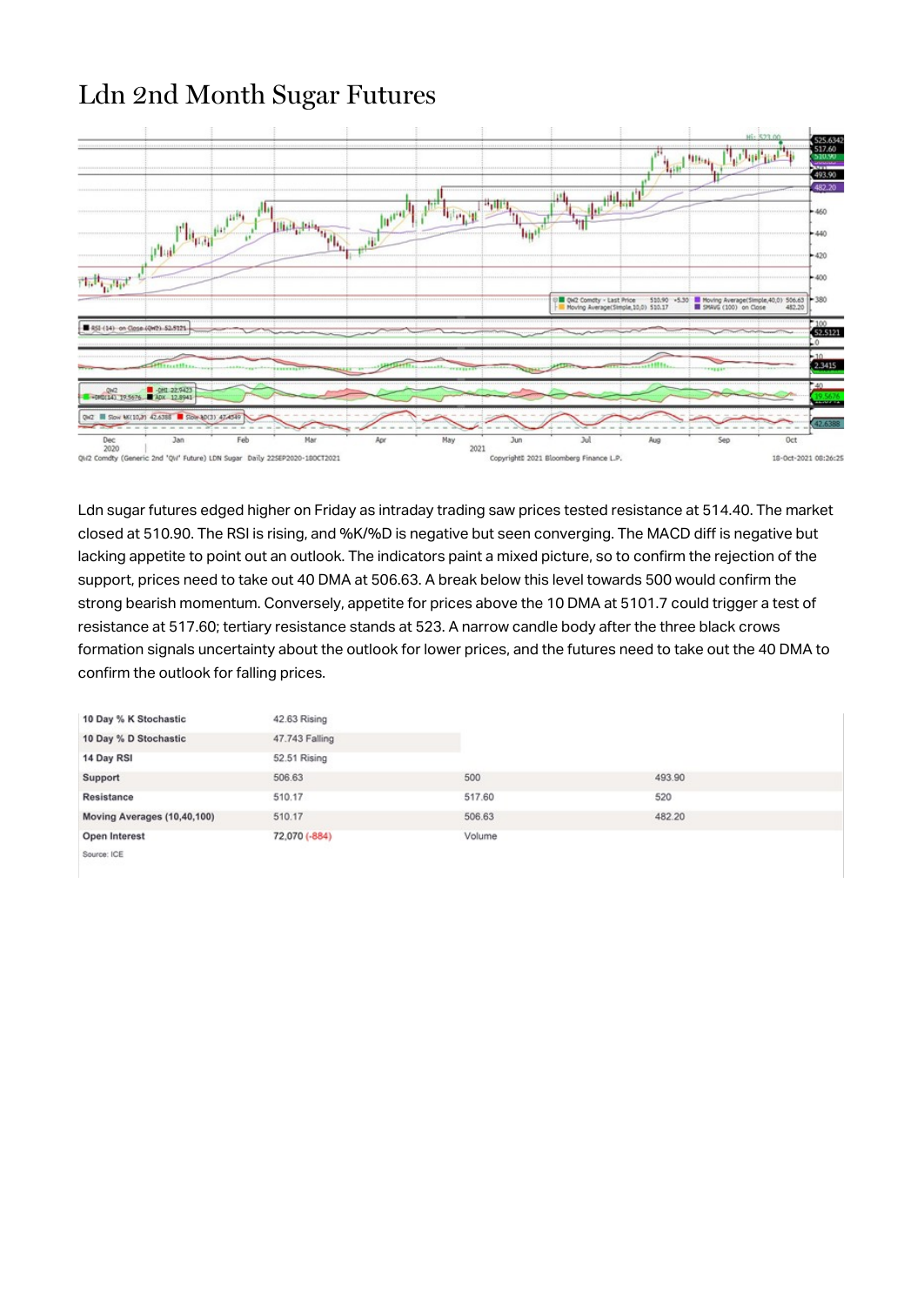# Ldn 2nd Month Sugar Futures

Ldn sugar futures edged higher on Friday as intraday trading saw prices tested resistance at 514.40. The market closed at 510.90. The RSI is rising, and %K/%D is negative but seen converging. The MACD diff is negative but lacking appetite to point out an outlook. The indicators paint a mixed picture, so to confirm the rejection of the support, prices need to take out 40 DMA at 506.63. A break below this level towards 500 would confirm the strong bearish momentum. Conversely, appetite for prices above the 10 DMA at 5101.7 could trigger a test of resistance at 517.60; tertiary resistance stands at 523. A narrow candle body after the three black crows formation signals uncertainty about the outlook for lower prices, and the futures need to take out the 40 DMA to confirm the outlook for falling prices.

| | | | |
|---|---|---|---|
| **10 Day % K Stochastic** | 42.63 Rising | | |
| **10 Day % D Stochastic** | 47.743 Falling | | |
| **14 Day RSI** | 52.51 Rising | | |
| **Support** | 506.63 | 500 | 493.90 |
| **Resistance** | 510.17 | 517.60 | 520 |
| **Moving Averages (10,40,100)** | 510.17 | 506.63 | 482.20 |
| **Open Interest** | 72,070 (-884) | Volume | |

Source: ICE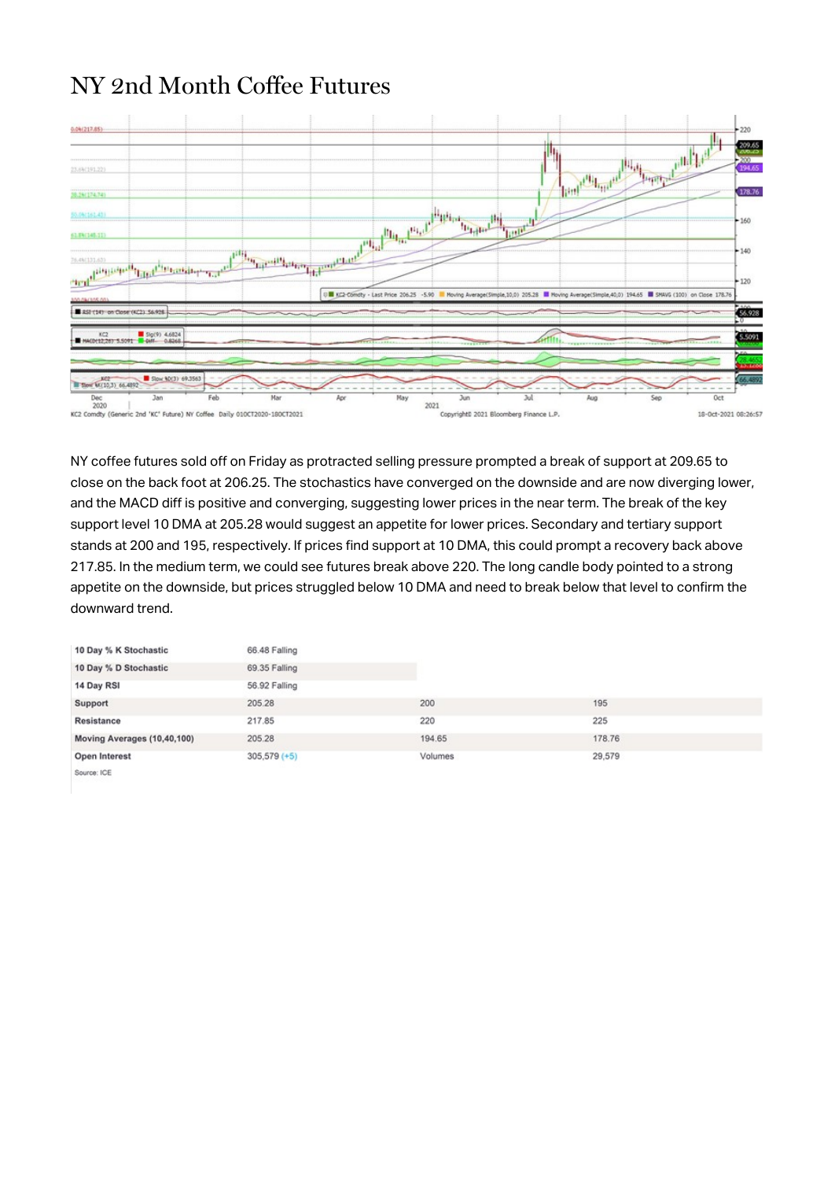# NY 2nd Month Coffee Futures

NY coffee futures sold off on Friday as protracted selling pressure prompted a break of support at 209.65 to close on the back foot at 206.25. The stochastics have converged on the downside and are now diverging lower, and the MACD diff is positive and converging, suggesting lower prices in the near term. The break of the key support level 10 DMA at 205.28 would suggest an appetite for lower prices. Secondary and tertiary support stands at 200 and 195, respectively. If prices find support at 10 DMA, this could prompt a recovery back above 217.85. In the medium term, we could see futures break above 220. The long candle body pointed to a strong appetite on the downside, but prices struggled below 10 DMA and need to break below that level to confirm the downward trend.

| | | | |
|---|---|---|---|
| 10 Day % K Stochastic | 66.48 Falling | | |
| 10 Day % D Stochastic | 69.35 Falling | | |
| 14 Day RSI | 56.92 Falling | | |
| Support | 205.28 | 200 | 195 |
| Resistance | 217.85 | 220 | 225 |
| Moving Averages (10,40,100) | 205.28 | 194.65 | 178.76 |
| Open Interest | 305,579 (+5) | Volumes | 29,579 |

Source: ICE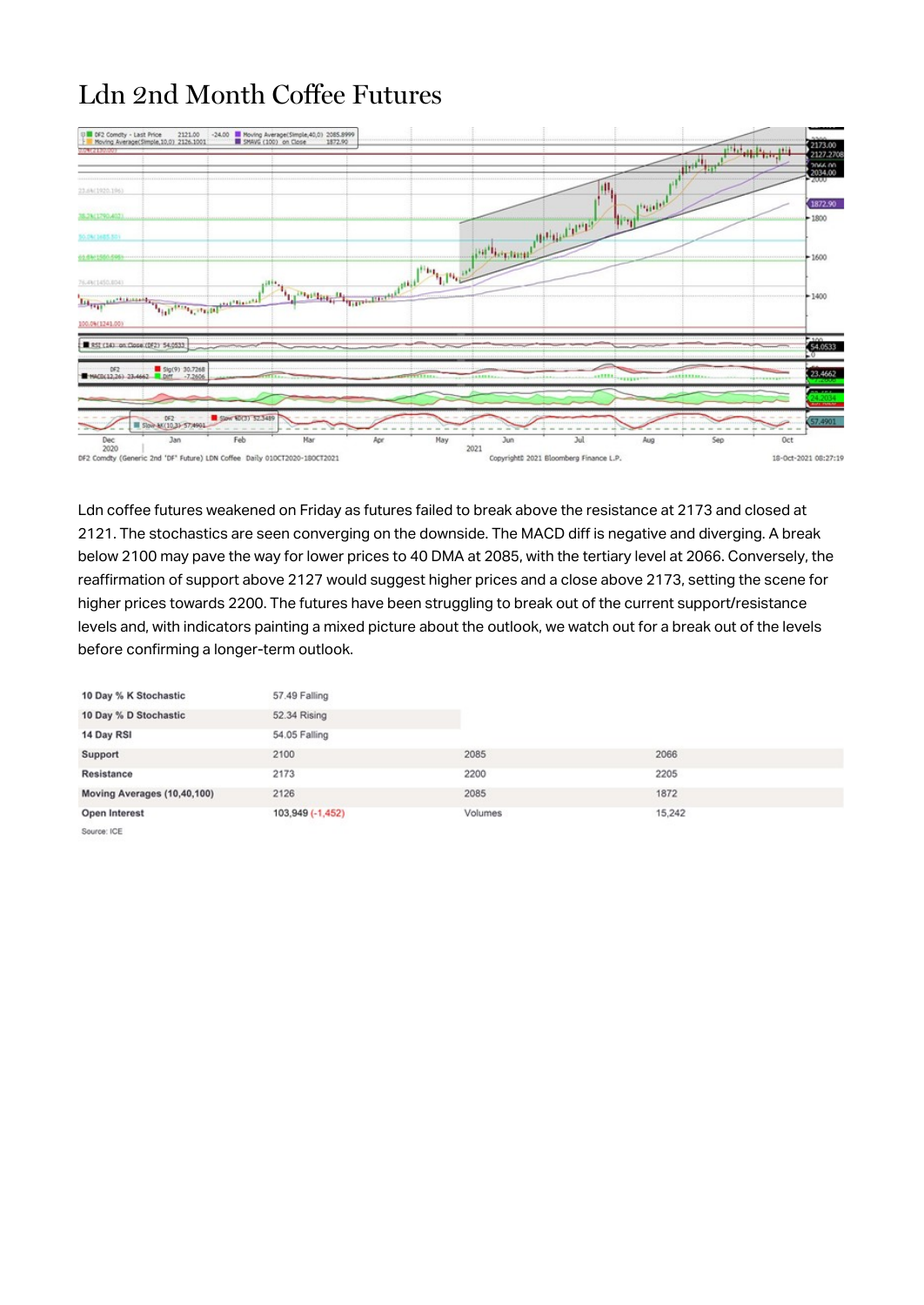# Ldn 2nd Month Coffee Futures

Ldn coffee futures weakened on Friday as futures failed to break above the resistance at 2173 and closed at 2121. The stochastics are seen converging on the downside. The MACD diff is negative and diverging. A break below 2100 may pave the way for lower prices to 40 DMA at 2085, with the tertiary level at 2066. Conversely, the reaffirmation of support above 2127 would suggest higher prices and a close above 2173, setting the scene for higher prices towards 2200. The futures have been struggling to break out of the current support/resistance levels and, with indicators painting a mixed picture about the outlook, we watch out for a break out of the levels before confirming a longer-term outlook.

| | | | |
|---|---|---|---|
| **10 Day % K Stochastic** | 57.49 Falling | | |
| **10 Day % D Stochastic** | 52.34 Rising | | |
| **14 Day RSI** | 54.05 Falling | | |
| **Support** | 2100 | 2085 | 2066 |
| **Resistance** | 2173 | 2200 | 2205 |
| **Moving Averages (10,40,100)** | 2126 | 2085 | 1872 |
| **Open Interest** | 103,949 (-1,452) | Volumes | 15,242 |

Source: ICE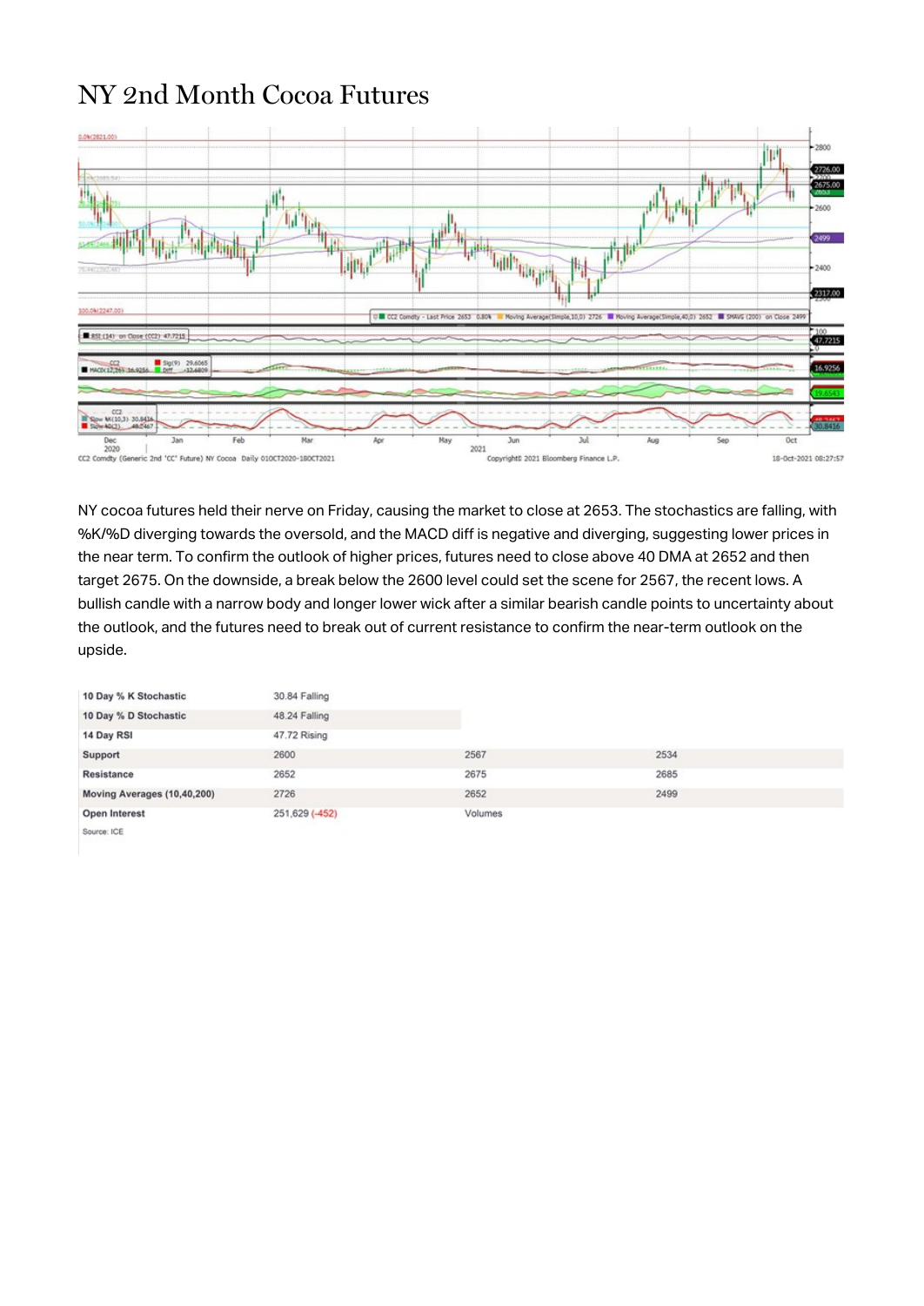# NY 2nd Month Cocoa Futures

NY cocoa futures held their nerve on Friday, causing the market to close at 2653. The stochastics are falling, with %K/%D diverging towards the oversold, and the MACD diff is negative and diverging, suggesting lower prices in the near term. To confirm the outlook of higher prices, futures need to close above 40 DMA at 2652 and then target 2675. On the downside, a break below the 2600 level could set the scene for 2567, the recent lows. A bullish candle with a narrow body and longer lower wick after a similar bearish candle points to uncertainty about the outlook, and the futures need to break out of current resistance to confirm the near-term outlook on the upside.

| | | | |
|---|---|---|---|
| 10 Day % K Stochastic | 30.84 Falling | | |
| 10 Day % D Stochastic | 48.24 Falling | | |
| 14 Day RSI | 47.72 Rising | | |
| Support | 2600 | 2567 | 2534 |
| Resistance | 2652 | 2675 | 2685 |
| Moving Averages (10,40,200) | 2726 | 2652 | 2499 |
| Open Interest | 251,629 (-452) | Volumes | |

Source: ICE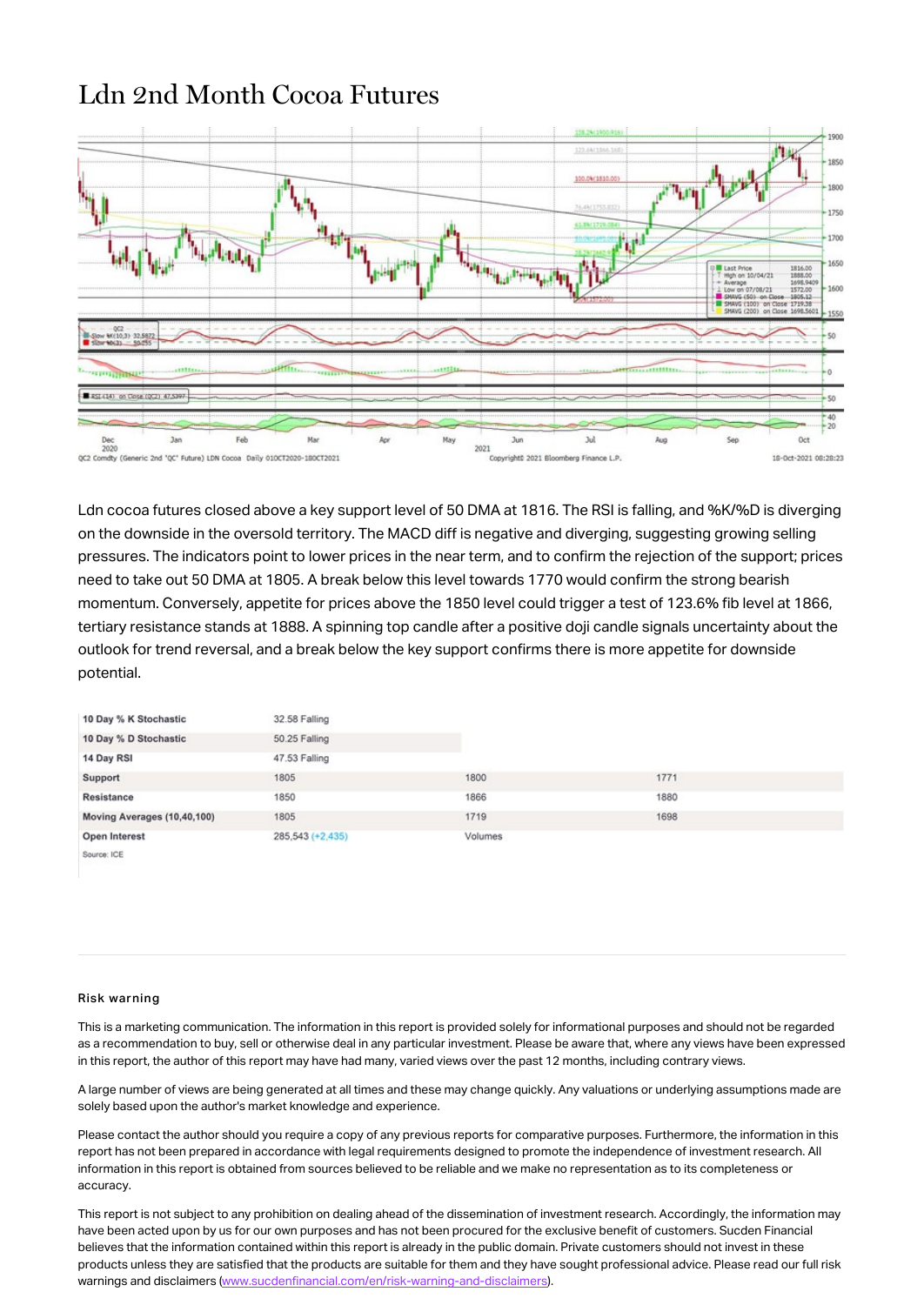# Ldn 2nd Month Cocoa Futures

138.2%(1900.916)
123.6%(1866.168)
100.0%(1810.00)
76.4%(1753.832)
61.8%(1729.084)
50.0%(1695.000)
38.2%(1662.917)
0.0%(1572.00)

Last Price 1816.00
High on 10/04/21 1888.00
Average 1698.9409
Low on 07/08/21 1572.00
SMAVG (50) on Close 1805.12
SMAVG (100) on Close 1719.38
SMAVG (200) on Close 1698.5601

1900
1850
1800
1750
1700
1650
1600
1550

QC2
Slow %K(10,3) 32.5872
Slow %D(3) 50.255

50

0

RSI (14) on Close (QC2) 47.5397

50
40
20

Dec 2020 Jan Feb Mar Apr May Jun 2021 Jul Aug Sep Oct

QC2 Comdty (Generic 2nd 'QC' Future) LDN Cocoa Daily 01OCT2020-18OCT2021

Copyright© 2021 Bloomberg Finance L.P.

18-Oct-2021 08:28:23

Ldn cocoa futures closed above a key support level of 50 DMA at 1816. The RSI is falling, and %K/%D is diverging on the downside in the oversold territory. The MACD diff is negative and diverging, suggesting growing selling pressures. The indicators point to lower prices in the near term, and to confirm the rejection of the support; prices need to take out 50 DMA at 1805. A break below this level towards 1770 would confirm the strong bearish momentum. Conversely, appetite for prices above the 1850 level could trigger a test of 123.6% fib level at 1866, tertiary resistance stands at 1888. A spinning top candle after a positive doji candle signals uncertainty about the outlook for trend reversal, and a break below the key support confirms there is more appetite for downside potential.

| | | | |
|---|---|---|---|
| **10 Day % K Stochastic** | 32.58 Falling | | |
| **10 Day % D Stochastic** | 50.25 Falling | | |
| **14 Day RSI** | 47.53 Falling | | |
| **Support** | 1805 | 1800 | 1771 |
| **Resistance** | 1850 | 1866 | 1880 |
| **Moving Averages (10,40,100)** | 1805 | 1719 | 1698 |
| **Open Interest** | 285,543 (+2,435) | Volumes | |

Source: ICE

#### Risk warning

This is a marketing communication. The information in this report is provided solely for informational purposes and should not be regarded as a recommendation to buy, sell or otherwise deal in any particular investment. Please be aware that, where any views have been expressed in this report, the author of this report may have had many, varied views over the past 12 months, including contrary views.

A large number of views are being generated at all times and these may change quickly. Any valuations or underlying assumptions made are solely based upon the author's market knowledge and experience.

Please contact the author should you require a copy of any previous reports for comparative purposes. Furthermore, the information in this report has not been prepared in accordance with legal requirements designed to promote the independence of investment research. All information in this report is obtained from sources believed to be reliable and we make no representation as to its completeness or accuracy.

This report is not subject to any prohibition on dealing ahead of the dissemination of investment research. Accordingly, the information may have been acted upon by us for our own purposes and has not been procured for the exclusive benefit of customers. Sucden Financial believes that the information contained within this report is already in the public domain. Private customers should not invest in these products unless they are satisfied that the products are suitable for them and they have sought professional advice. Please read our full risk warnings and disclaimers (www.sucdenfinancial.com/en/risk-warning-and-disclaimers).